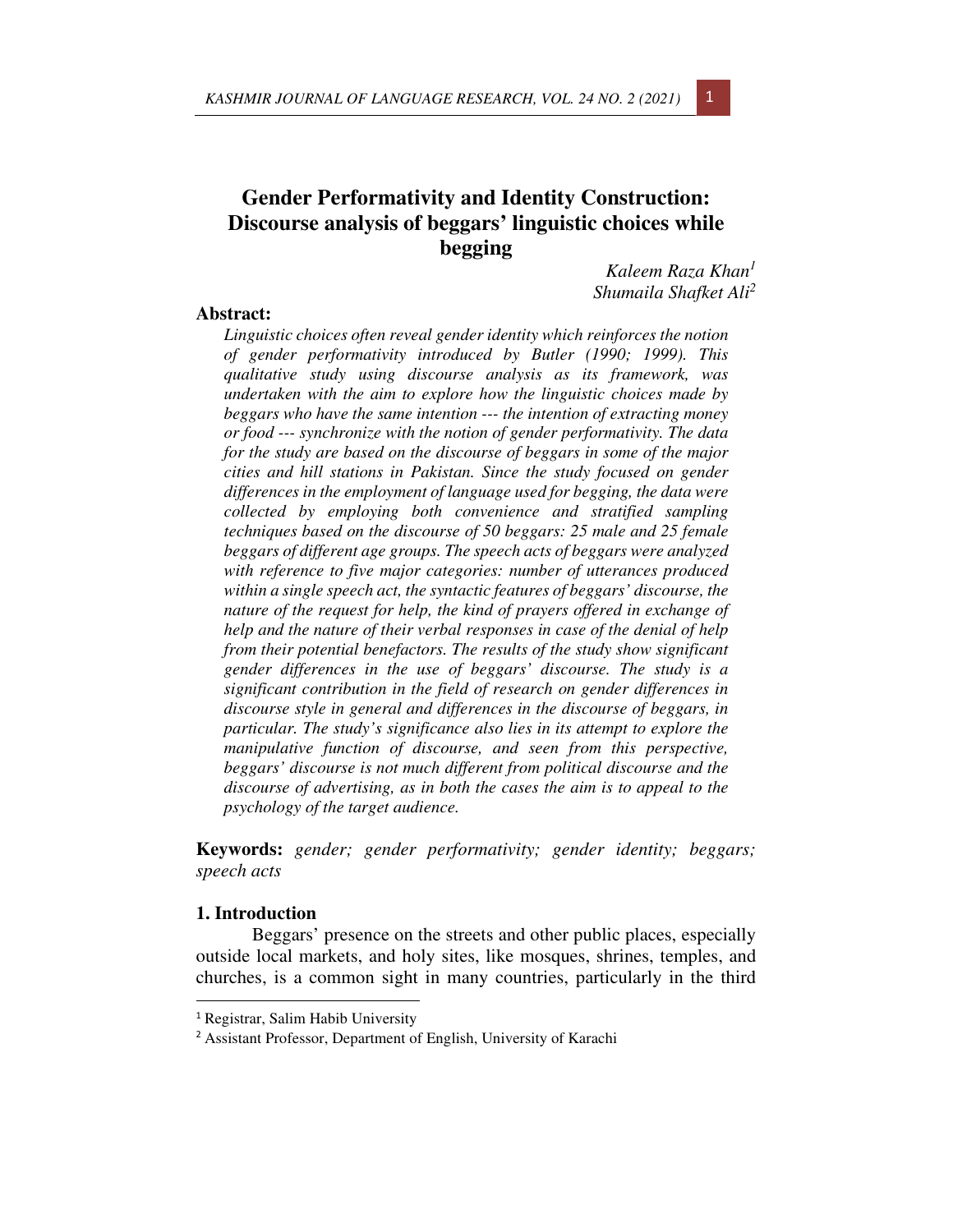# Gender Performativity and Identity Construction: Discourse analysis of beggars' linguistic choices while begging

*Kaleem Raza Khan*[1]
*Shumaila Shafket Ali*[2]

**Abstract:**

*Linguistic choices often reveal gender identity which reinforces the notion of gender performativity introduced by Butler (1990; 1999). This qualitative study using discourse analysis as its framework, was undertaken with the aim to explore how the linguistic choices made by beggars who have the same intention --- the intention of extracting money or food --- synchronize with the notion of gender performativity. The data for the study are based on the discourse of beggars in some of the major cities and hill stations in Pakistan. Since the study focused on gender differences in the employment of language used for begging, the data were collected by employing both convenience and stratified sampling techniques based on the discourse of 50 beggars: 25 male and 25 female beggars of different age groups. The speech acts of beggars were analyzed with reference to five major categories: number of utterances produced within a single speech act, the syntactic features of beggars' discourse, the nature of the request for help, the kind of prayers offered in exchange of help and the nature of their verbal responses in case of the denial of help from their potential benefactors. The results of the study show significant gender differences in the use of beggars' discourse. The study is a significant contribution in the field of research on gender differences in discourse style in general and differences in the discourse of beggars, in particular. The study's significance also lies in its attempt to explore the manipulative function of discourse, and seen from this perspective, beggars' discourse is not much different from political discourse and the discourse of advertising, as in both the cases the aim is to appeal to the psychology of the target audience.*

**Keywords:** *gender; gender performativity; gender identity; beggars; speech acts*

## 1. Introduction

Beggars' presence on the streets and other public places, especially outside local markets, and holy sites, like mosques, shrines, temples, and churches, is a common sight in many countries, particularly in the third

---

[1] Registrar, Salim Habib University

[2] Assistant Professor, Department of English, University of Karachi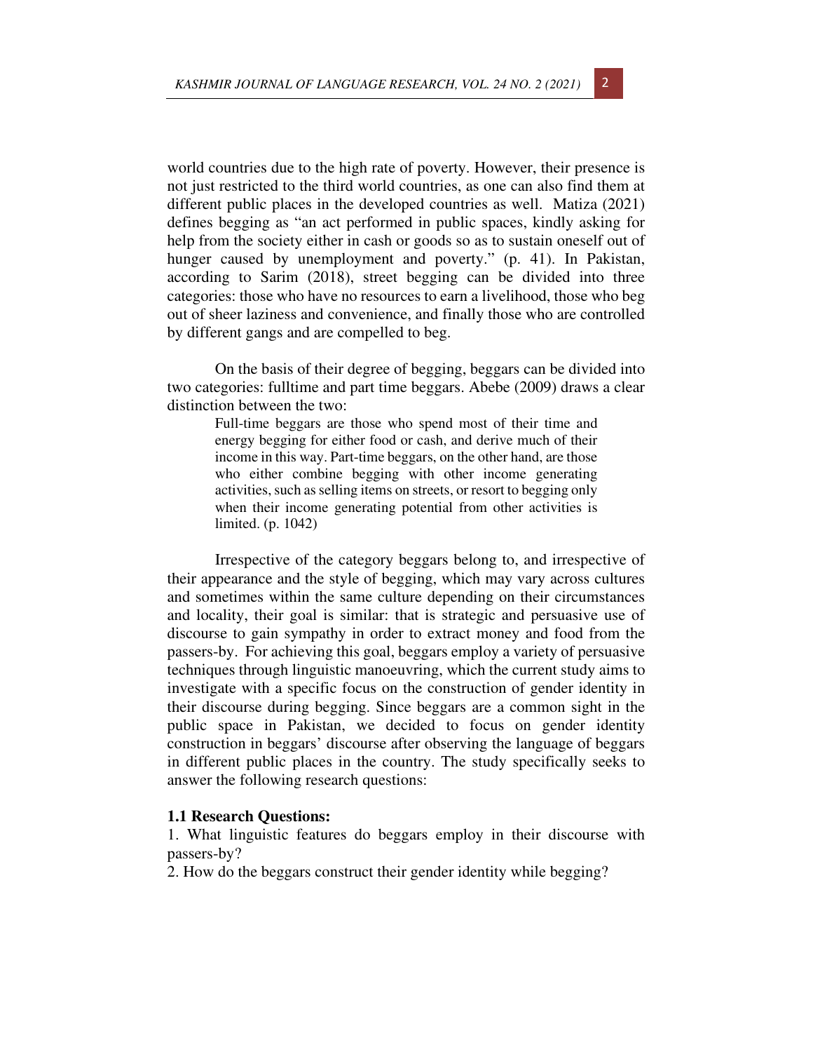world countries due to the high rate of poverty. However, their presence is not just restricted to the third world countries, as one can also find them at different public places in the developed countries as well. Matiza (2021) defines begging as "an act performed in public spaces, kindly asking for help from the society either in cash or goods so as to sustain oneself out of hunger caused by unemployment and poverty." (p. 41). In Pakistan, according to Sarim (2018), street begging can be divided into three categories: those who have no resources to earn a livelihood, those who beg out of sheer laziness and convenience, and finally those who are controlled by different gangs and are compelled to beg.

On the basis of their degree of begging, beggars can be divided into two categories: fulltime and part time beggars. Abebe (2009) draws a clear distinction between the two:

> Full-time beggars are those who spend most of their time and energy begging for either food or cash, and derive much of their income in this way. Part-time beggars, on the other hand, are those who either combine begging with other income generating activities, such as selling items on streets, or resort to begging only when their income generating potential from other activities is limited. (p. 1042)

Irrespective of the category beggars belong to, and irrespective of their appearance and the style of begging, which may vary across cultures and sometimes within the same culture depending on their circumstances and locality, their goal is similar: that is strategic and persuasive use of discourse to gain sympathy in order to extract money and food from the passers-by. For achieving this goal, beggars employ a variety of persuasive techniques through linguistic manoeuvring, which the current study aims to investigate with a specific focus on the construction of gender identity in their discourse during begging. Since beggars are a common sight in the public space in Pakistan, we decided to focus on gender identity construction in beggars' discourse after observing the language of beggars in different public places in the country. The study specifically seeks to answer the following research questions:

### 1.1 Research Questions:

1. What linguistic features do beggars employ in their discourse with passers-by?
2. How do the beggars construct their gender identity while begging?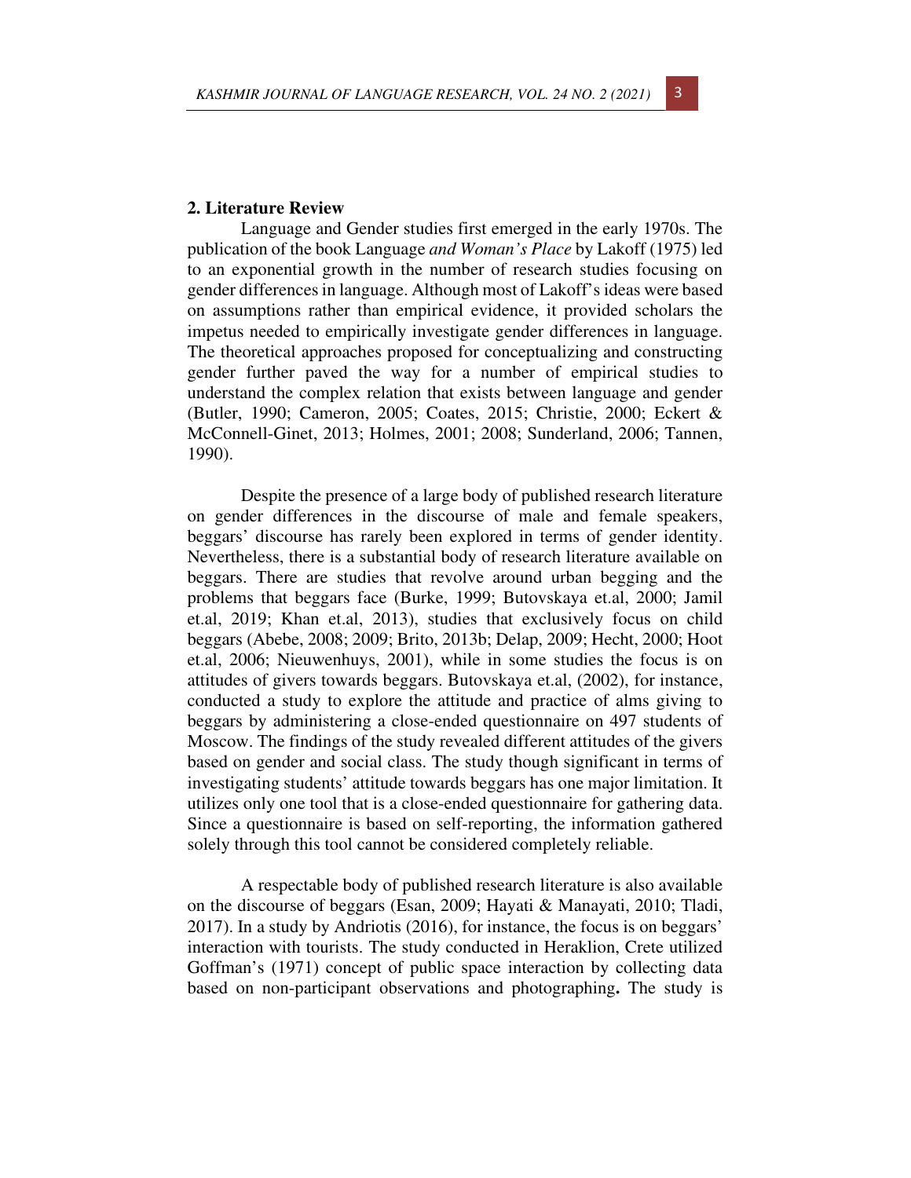## 2. Literature Review

Language and Gender studies first emerged in the early 1970s. The publication of the book Language *and Woman's Place* by Lakoff (1975) led to an exponential growth in the number of research studies focusing on gender differences in language. Although most of Lakoff's ideas were based on assumptions rather than empirical evidence, it provided scholars the impetus needed to empirically investigate gender differences in language. The theoretical approaches proposed for conceptualizing and constructing gender further paved the way for a number of empirical studies to understand the complex relation that exists between language and gender (Butler, 1990; Cameron, 2005; Coates, 2015; Christie, 2000; Eckert & McConnell-Ginet, 2013; Holmes, 2001; 2008; Sunderland, 2006; Tannen, 1990).

Despite the presence of a large body of published research literature on gender differences in the discourse of male and female speakers, beggars' discourse has rarely been explored in terms of gender identity. Nevertheless, there is a substantial body of research literature available on beggars. There are studies that revolve around urban begging and the problems that beggars face (Burke, 1999; Butovskaya et.al, 2000; Jamil et.al, 2019; Khan et.al, 2013), studies that exclusively focus on child beggars (Abebe, 2008; 2009; Brito, 2013b; Delap, 2009; Hecht, 2000; Hoot et.al, 2006; Nieuwenhuys, 2001), while in some studies the focus is on attitudes of givers towards beggars. Butovskaya et.al, (2002), for instance, conducted a study to explore the attitude and practice of alms giving to beggars by administering a close-ended questionnaire on 497 students of Moscow. The findings of the study revealed different attitudes of the givers based on gender and social class. The study though significant in terms of investigating students' attitude towards beggars has one major limitation. It utilizes only one tool that is a close-ended questionnaire for gathering data. Since a questionnaire is based on self-reporting, the information gathered solely through this tool cannot be considered completely reliable.

A respectable body of published research literature is also available on the discourse of beggars (Esan, 2009; Hayati & Manayati, 2010; Tladi, 2017). In a study by Andriotis (2016), for instance, the focus is on beggars' interaction with tourists. The study conducted in Heraklion, Crete utilized Goffman's (1971) concept of public space interaction by collecting data based on non-participant observations and photographing**.** The study is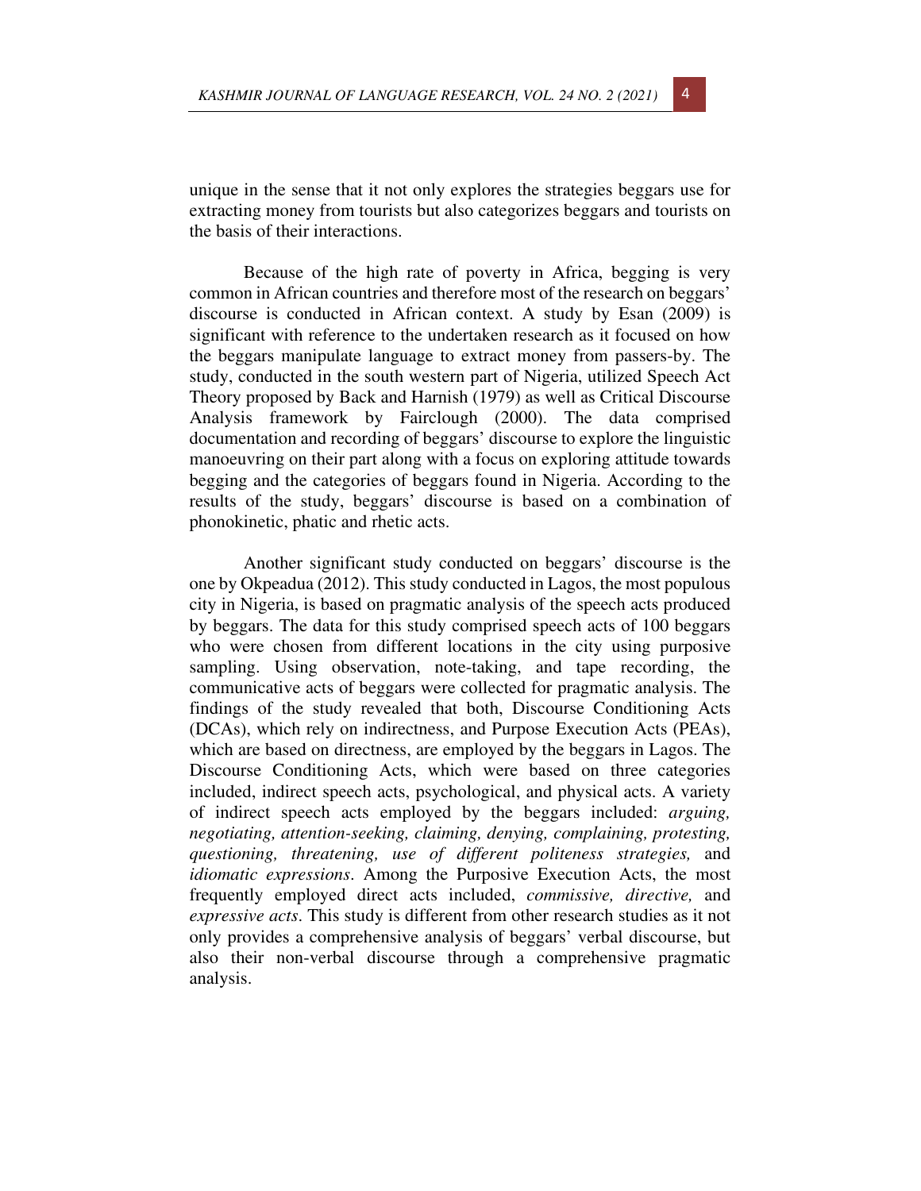unique in the sense that it not only explores the strategies beggars use for extracting money from tourists but also categorizes beggars and tourists on the basis of their interactions.

Because of the high rate of poverty in Africa, begging is very common in African countries and therefore most of the research on beggars' discourse is conducted in African context. A study by Esan (2009) is significant with reference to the undertaken research as it focused on how the beggars manipulate language to extract money from passers-by. The study, conducted in the south western part of Nigeria, utilized Speech Act Theory proposed by Back and Harnish (1979) as well as Critical Discourse Analysis framework by Fairclough (2000). The data comprised documentation and recording of beggars' discourse to explore the linguistic manoeuvring on their part along with a focus on exploring attitude towards begging and the categories of beggars found in Nigeria. According to the results of the study, beggars' discourse is based on a combination of phonokinetic, phatic and rhetic acts.

Another significant study conducted on beggars' discourse is the one by Okpeadua (2012). This study conducted in Lagos, the most populous city in Nigeria, is based on pragmatic analysis of the speech acts produced by beggars. The data for this study comprised speech acts of 100 beggars who were chosen from different locations in the city using purposive sampling. Using observation, note-taking, and tape recording, the communicative acts of beggars were collected for pragmatic analysis. The findings of the study revealed that both, Discourse Conditioning Acts (DCAs), which rely on indirectness, and Purpose Execution Acts (PEAs), which are based on directness, are employed by the beggars in Lagos. The Discourse Conditioning Acts, which were based on three categories included, indirect speech acts, psychological, and physical acts. A variety of indirect speech acts employed by the beggars included: *arguing, negotiating, attention-seeking, claiming, denying, complaining, protesting, questioning, threatening, use of different politeness strategies,* and *idiomatic expressions*. Among the Purposive Execution Acts, the most frequently employed direct acts included, *commissive, directive,* and *expressive acts*. This study is different from other research studies as it not only provides a comprehensive analysis of beggars' verbal discourse, but also their non-verbal discourse through a comprehensive pragmatic analysis.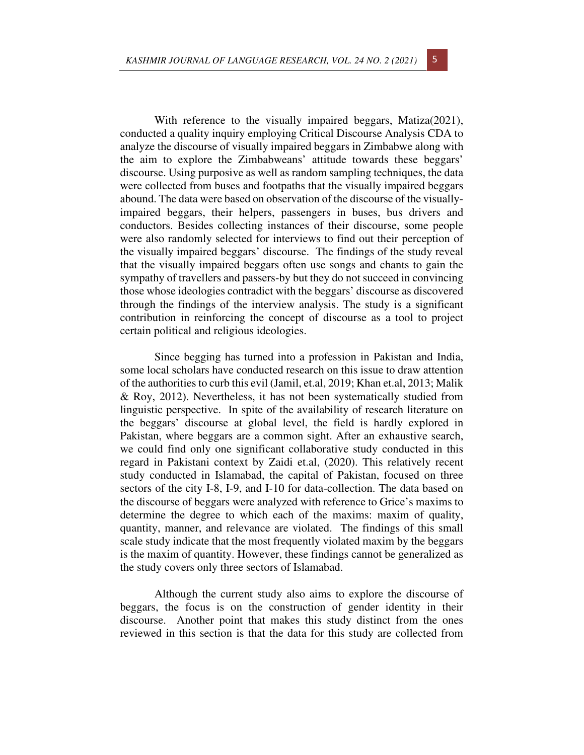With reference to the visually impaired beggars, Matiza(2021), conducted a quality inquiry employing Critical Discourse Analysis CDA to analyze the discourse of visually impaired beggars in Zimbabwe along with the aim to explore the Zimbabweans' attitude towards these beggars' discourse. Using purposive as well as random sampling techniques, the data were collected from buses and footpaths that the visually impaired beggars abound. The data were based on observation of the discourse of the visually-impaired beggars, their helpers, passengers in buses, bus drivers and conductors. Besides collecting instances of their discourse, some people were also randomly selected for interviews to find out their perception of the visually impaired beggars' discourse. The findings of the study reveal that the visually impaired beggars often use songs and chants to gain the sympathy of travellers and passers-by but they do not succeed in convincing those whose ideologies contradict with the beggars' discourse as discovered through the findings of the interview analysis. The study is a significant contribution in reinforcing the concept of discourse as a tool to project certain political and religious ideologies.

Since begging has turned into a profession in Pakistan and India, some local scholars have conducted research on this issue to draw attention of the authorities to curb this evil (Jamil, et.al, 2019; Khan et.al, 2013; Malik & Roy, 2012). Nevertheless, it has not been systematically studied from linguistic perspective. In spite of the availability of research literature on the beggars' discourse at global level, the field is hardly explored in Pakistan, where beggars are a common sight. After an exhaustive search, we could find only one significant collaborative study conducted in this regard in Pakistani context by Zaidi et.al, (2020). This relatively recent study conducted in Islamabad, the capital of Pakistan, focused on three sectors of the city I-8, I-9, and I-10 for data-collection. The data based on the discourse of beggars were analyzed with reference to Grice's maxims to determine the degree to which each of the maxims: maxim of quality, quantity, manner, and relevance are violated. The findings of this small scale study indicate that the most frequently violated maxim by the beggars is the maxim of quantity. However, these findings cannot be generalized as the study covers only three sectors of Islamabad.

Although the current study also aims to explore the discourse of beggars, the focus is on the construction of gender identity in their discourse. Another point that makes this study distinct from the ones reviewed in this section is that the data for this study are collected from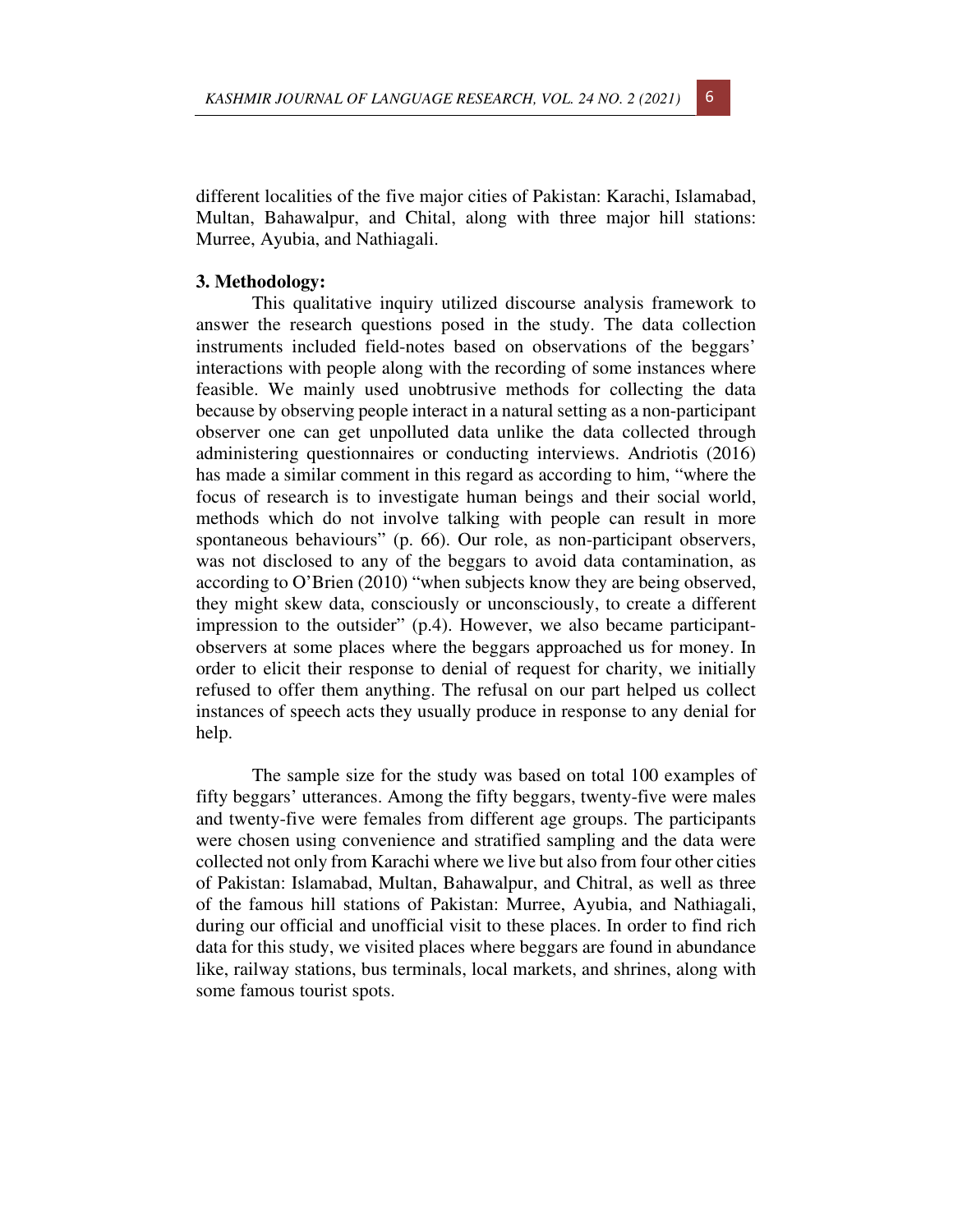different localities of the five major cities of Pakistan: Karachi, Islamabad, Multan, Bahawalpur, and Chital, along with three major hill stations: Murree, Ayubia, and Nathiagali.

**3. Methodology:**

This qualitative inquiry utilized discourse analysis framework to answer the research questions posed in the study. The data collection instruments included field-notes based on observations of the beggars' interactions with people along with the recording of some instances where feasible. We mainly used unobtrusive methods for collecting the data because by observing people interact in a natural setting as a non-participant observer one can get unpolluted data unlike the data collected through administering questionnaires or conducting interviews. Andriotis (2016) has made a similar comment in this regard as according to him, "where the focus of research is to investigate human beings and their social world, methods which do not involve talking with people can result in more spontaneous behaviours" (p. 66). Our role, as non-participant observers, was not disclosed to any of the beggars to avoid data contamination, as according to O'Brien (2010) "when subjects know they are being observed, they might skew data, consciously or unconsciously, to create a different impression to the outsider" (p.4). However, we also became participant-observers at some places where the beggars approached us for money. In order to elicit their response to denial of request for charity, we initially refused to offer them anything. The refusal on our part helped us collect instances of speech acts they usually produce in response to any denial for help.

The sample size for the study was based on total 100 examples of fifty beggars' utterances. Among the fifty beggars, twenty-five were males and twenty-five were females from different age groups. The participants were chosen using convenience and stratified sampling and the data were collected not only from Karachi where we live but also from four other cities of Pakistan: Islamabad, Multan, Bahawalpur, and Chitral, as well as three of the famous hill stations of Pakistan: Murree, Ayubia, and Nathiagali, during our official and unofficial visit to these places. In order to find rich data for this study, we visited places where beggars are found in abundance like, railway stations, bus terminals, local markets, and shrines, along with some famous tourist spots.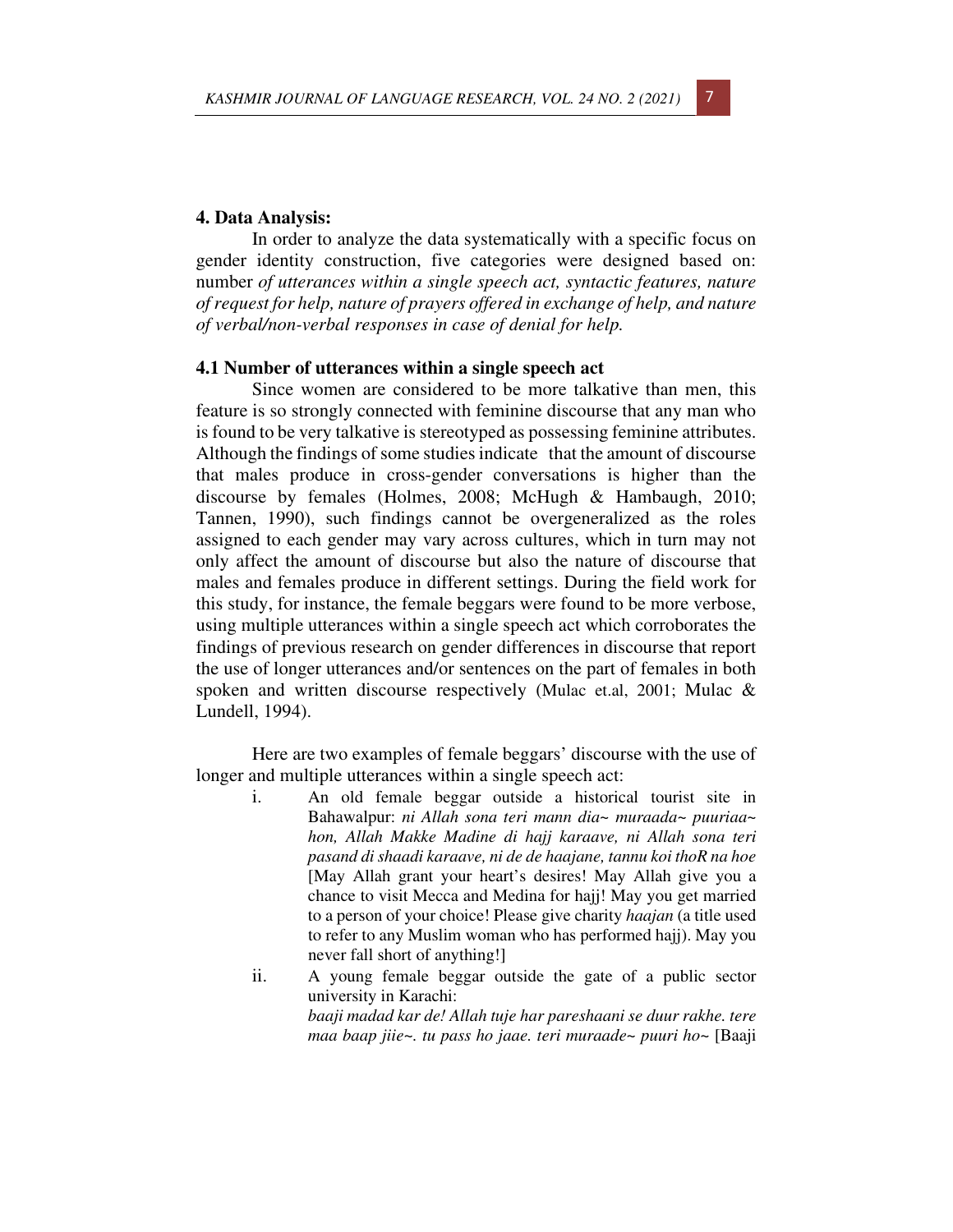## 4. Data Analysis:

In order to analyze the data systematically with a specific focus on gender identity construction, five categories were designed based on: number *of utterances within a single speech act, syntactic features, nature of request for help, nature of prayers offered in exchange of help, and nature of verbal/non-verbal responses in case of denial for help.*

### 4.1 Number of utterances within a single speech act

Since women are considered to be more talkative than men, this feature is so strongly connected with feminine discourse that any man who is found to be very talkative is stereotyped as possessing feminine attributes. Although the findings of some studies indicate that the amount of discourse that males produce in cross-gender conversations is higher than the discourse by females (Holmes, 2008; McHugh & Hambaugh, 2010; Tannen, 1990), such findings cannot be overgeneralized as the roles assigned to each gender may vary across cultures, which in turn may not only affect the amount of discourse but also the nature of discourse that males and females produce in different settings. During the field work for this study, for instance, the female beggars were found to be more verbose, using multiple utterances within a single speech act which corroborates the findings of previous research on gender differences in discourse that report the use of longer utterances and/or sentences on the part of females in both spoken and written discourse respectively (Mulac et.al, 2001; Mulac & Lundell, 1994).

Here are two examples of female beggars' discourse with the use of longer and multiple utterances within a single speech act:

i. An old female beggar outside a historical tourist site in Bahawalpur: *ni Allah sona teri mann dia~ muraada~ puuriaa~ hon, Allah Makke Madine di hajj karaave, ni Allah sona teri pasand di shaadi karaave, ni de de haajane, tannu koi thoR na hoe* [May Allah grant your heart's desires! May Allah give you a chance to visit Mecca and Medina for hajj! May you get married to a person of your choice! Please give charity *haajan* (a title used to refer to any Muslim woman who has performed hajj). May you never fall short of anything!]

ii. A young female beggar outside the gate of a public sector university in Karachi:
*baaji madad kar de! Allah tuje har pareshaani se duur rakhe. tere maa baap jiie~. tu pass ho jaae. teri muraade~ puuri ho~* [Baaji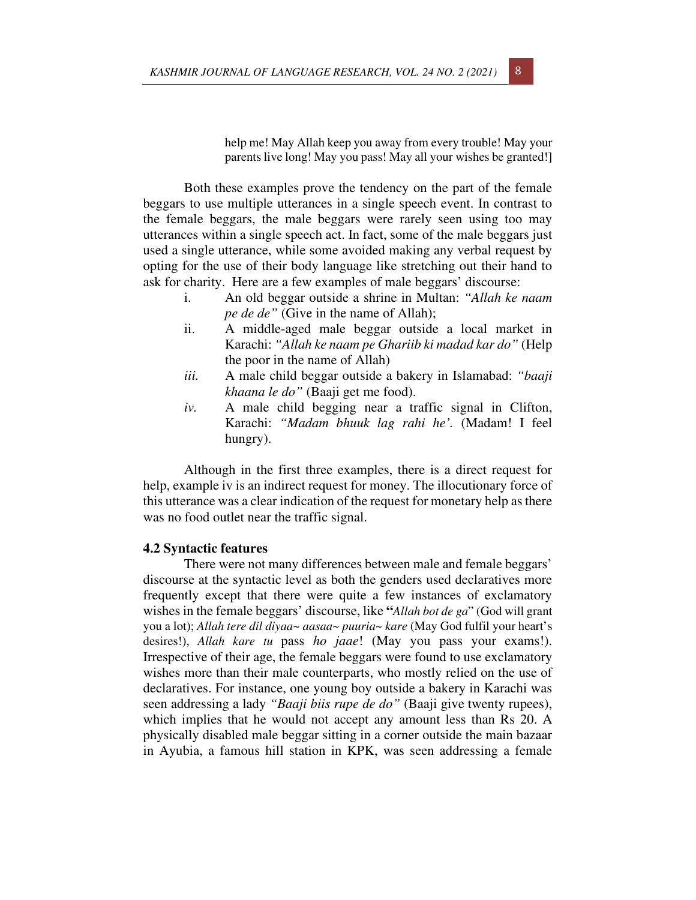help me! May Allah keep you away from every trouble! May your parents live long! May you pass! May all your wishes be granted!]

Both these examples prove the tendency on the part of the female beggars to use multiple utterances in a single speech event. In contrast to the female beggars, the male beggars were rarely seen using too may utterances within a single speech act. In fact, some of the male beggars just used a single utterance, while some avoided making any verbal request by opting for the use of their body language like stretching out their hand to ask for charity. Here are a few examples of male beggars' discourse:

i. An old beggar outside a shrine in Multan: *"Allah ke naam pe de de"* (Give in the name of Allah);
ii. A middle-aged male beggar outside a local market in Karachi: *"Allah ke naam pe Ghariib ki madad kar do"* (Help the poor in the name of Allah)
*iii.* A male child beggar outside a bakery in Islamabad: *"baaji khaana le do"* (Baaji get me food).
*iv.* A male child begging near a traffic signal in Clifton, Karachi: *"Madam bhuuk lag rahi he'*. (Madam! I feel hungry).

Although in the first three examples, there is a direct request for help, example iv is an indirect request for money. The illocutionary force of this utterance was a clear indication of the request for monetary help as there was no food outlet near the traffic signal.

**4.2 Syntactic features**

There were not many differences between male and female beggars' discourse at the syntactic level as both the genders used declaratives more frequently except that there were quite a few instances of exclamatory wishes in the female beggars' discourse, like **"***Allah bot de ga*" (God will grant you a lot); *Allah tere dil diyaa~ aasaa~ puuria~ kare* (May God fulfil your heart's desires!), *Allah kare tu* pass *ho jaae*! (May you pass your exams!). Irrespective of their age, the female beggars were found to use exclamatory wishes more than their male counterparts, who mostly relied on the use of declaratives. For instance, one young boy outside a bakery in Karachi was seen addressing a lady *"Baaji biis rupe de do"* (Baaji give twenty rupees), which implies that he would not accept any amount less than Rs 20. A physically disabled male beggar sitting in a corner outside the main bazaar in Ayubia, a famous hill station in KPK, was seen addressing a female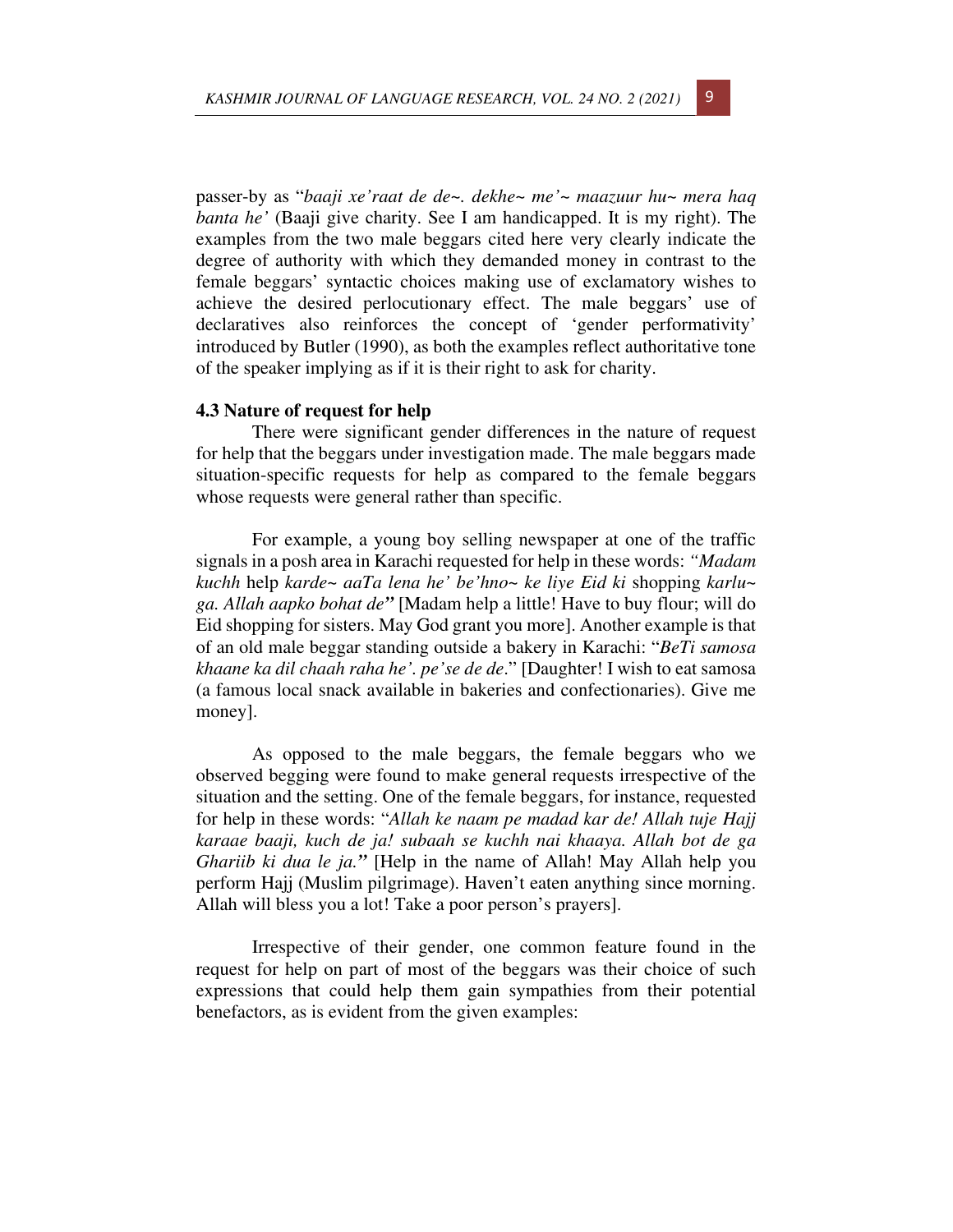passer-by as "*baaji xe'raat de de~. dekhe~ me'~ maazuur hu~ mera haq banta he'* (Baaji give charity. See I am handicapped. It is my right). The examples from the two male beggars cited here very clearly indicate the degree of authority with which they demanded money in contrast to the female beggars' syntactic choices making use of exclamatory wishes to achieve the desired perlocutionary effect. The male beggars' use of declaratives also reinforces the concept of 'gender performativity' introduced by Butler (1990), as both the examples reflect authoritative tone of the speaker implying as if it is their right to ask for charity.

### 4.3 Nature of request for help

There were significant gender differences in the nature of request for help that the beggars under investigation made. The male beggars made situation-specific requests for help as compared to the female beggars whose requests were general rather than specific.

For example, a young boy selling newspaper at one of the traffic signals in a posh area in Karachi requested for help in these words: *"Madam kuchh* help *karde~ aaTa lena he' be'hno~ ke liye Eid ki* shopping *karlu~ ga. Allah aapko bohat de***"** [Madam help a little! Have to buy flour; will do Eid shopping for sisters. May God grant you more]. Another example is that of an old male beggar standing outside a bakery in Karachi: "*BeTi samosa khaane ka dil chaah raha he'. pe'se de de*." [Daughter! I wish to eat samosa (a famous local snack available in bakeries and confectionaries). Give me money].

As opposed to the male beggars, the female beggars who we observed begging were found to make general requests irrespective of the situation and the setting. One of the female beggars, for instance, requested for help in these words: "*Allah ke naam pe madad kar de! Allah tuje Hajj karaae baaji, kuch de ja! subaah se kuchh nai khaaya. Allah bot de ga Ghariib ki dua le ja.***"** [Help in the name of Allah! May Allah help you perform Hajj (Muslim pilgrimage). Haven't eaten anything since morning. Allah will bless you a lot! Take a poor person's prayers].

Irrespective of their gender, one common feature found in the request for help on part of most of the beggars was their choice of such expressions that could help them gain sympathies from their potential benefactors, as is evident from the given examples: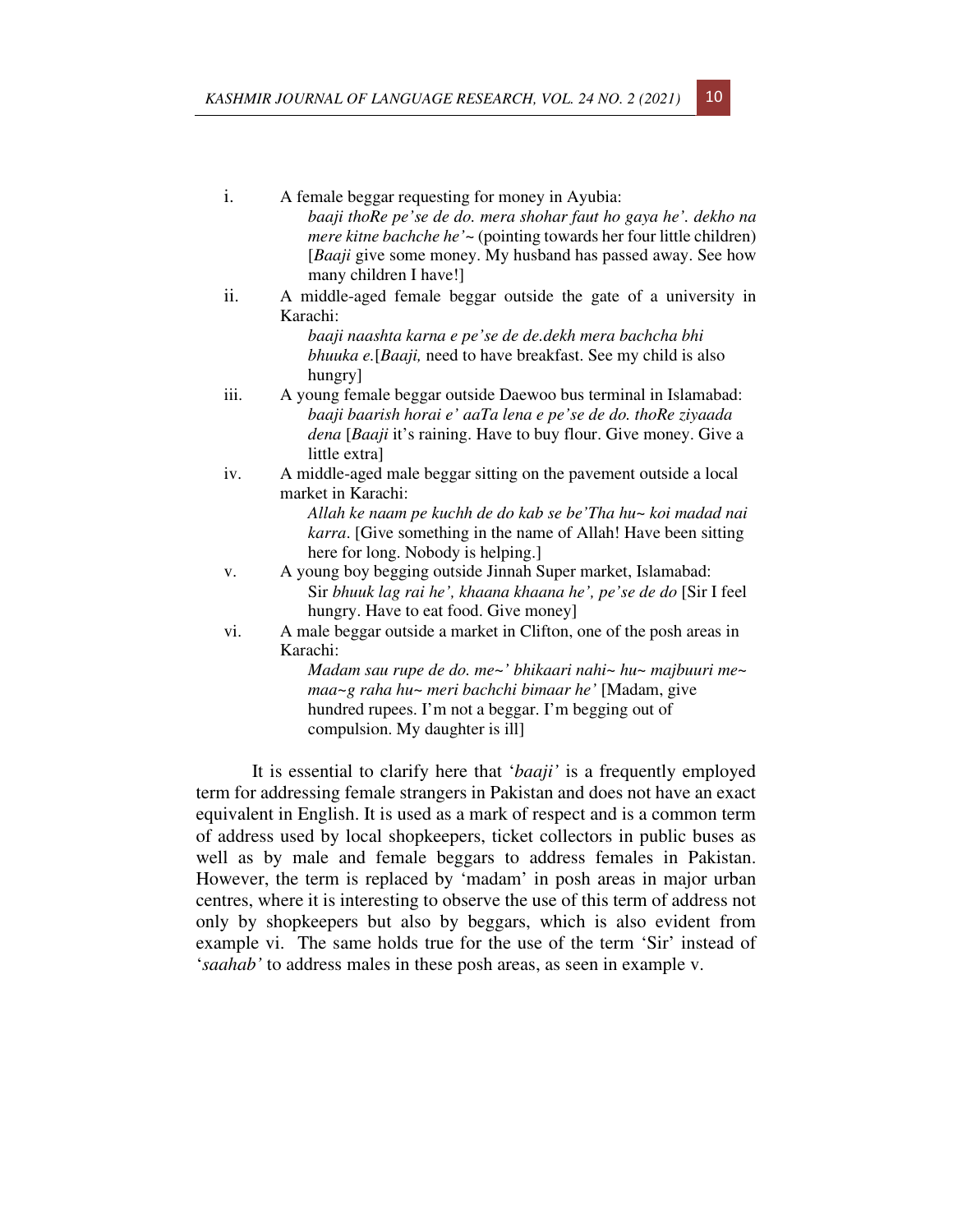i. A female beggar requesting for money in Ayubia:
   *baaji thoRe pe'se de do. mera shohar faut ho gaya he'. dekho na mere kitne bachche he'~* (pointing towards her four little children) [*Baaji* give some money. My husband has passed away. See how many children I have!]

ii. A middle-aged female beggar outside the gate of a university in Karachi:
   *baaji naashta karna e pe'se de de.dekh mera bachcha bhi bhuuka e.*[*Baaji,* need to have breakfast. See my child is also hungry]

iii. A young female beggar outside Daewoo bus terminal in Islamabad:
   *baaji baarish horai e' aaTa lena e pe'se de do. thoRe ziyaada dena* [*Baaji* it's raining. Have to buy flour. Give money. Give a little extra]

iv. A middle-aged male beggar sitting on the pavement outside a local market in Karachi:
   *Allah ke naam pe kuchh de do kab se be'Tha hu~ koi madad nai karra*. [Give something in the name of Allah! Have been sitting here for long. Nobody is helping.]

v. A young boy begging outside Jinnah Super market, Islamabad:
   Sir *bhuuk lag rai he', khaana khaana he', pe'se de do* [Sir I feel hungry. Have to eat food. Give money]

vi. A male beggar outside a market in Clifton, one of the posh areas in Karachi:
   *Madam sau rupe de do. me~' bhikaari nahi~ hu~ majbuuri me~ maa~g raha hu~ meri bachchi bimaar he'* [Madam, give hundred rupees. I'm not a beggar. I'm begging out of compulsion. My daughter is ill]

It is essential to clarify here that '*baaji'* is a frequently employed term for addressing female strangers in Pakistan and does not have an exact equivalent in English. It is used as a mark of respect and is a common term of address used by local shopkeepers, ticket collectors in public buses as well as by male and female beggars to address females in Pakistan. However, the term is replaced by 'madam' in posh areas in major urban centres, where it is interesting to observe the use of this term of address not only by shopkeepers but also by beggars, which is also evident from example vi. The same holds true for the use of the term 'Sir' instead of '*saahab'* to address males in these posh areas, as seen in example v.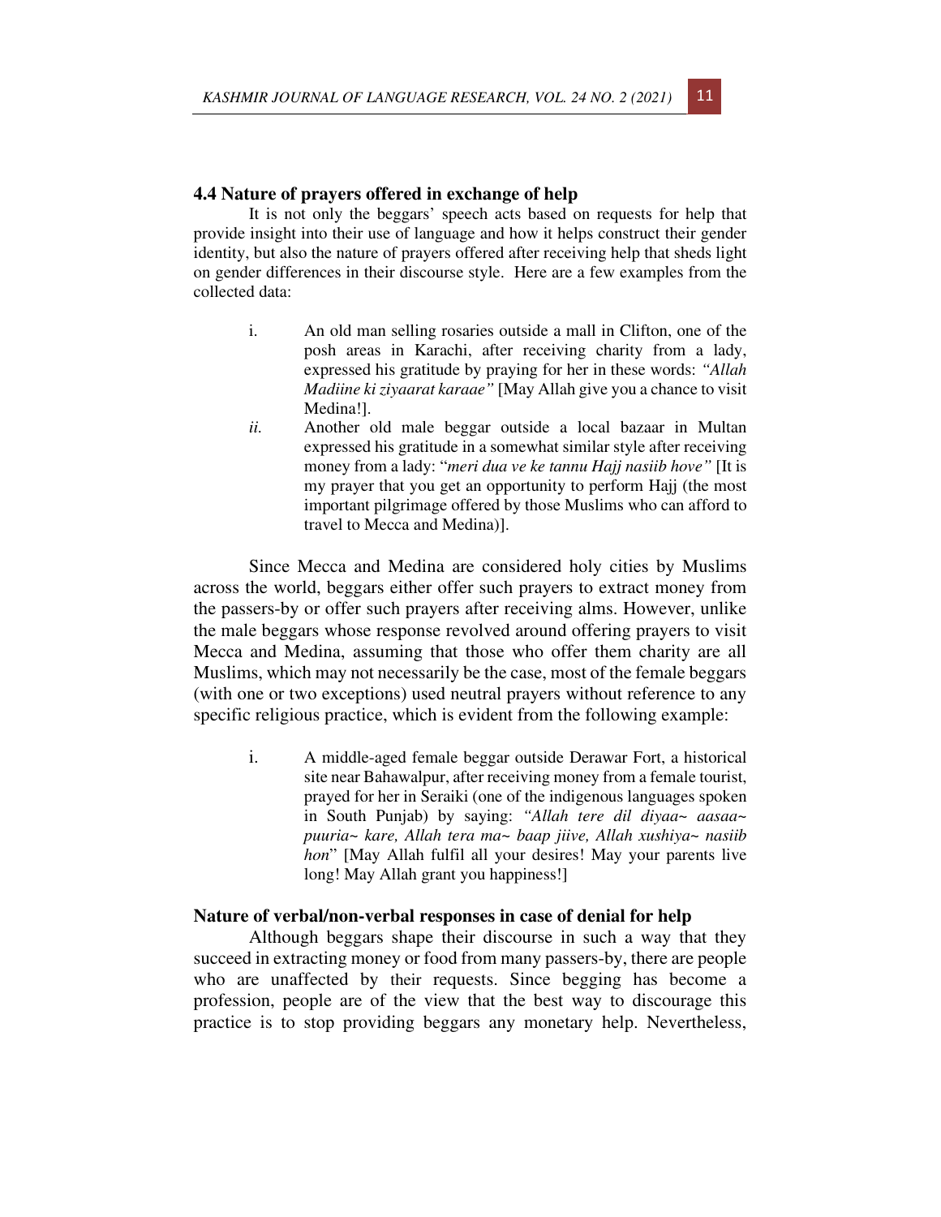### 4.4 Nature of prayers offered in exchange of help

It is not only the beggars' speech acts based on requests for help that provide insight into their use of language and how it helps construct their gender identity, but also the nature of prayers offered after receiving help that sheds light on gender differences in their discourse style. Here are a few examples from the collected data:

i. An old man selling rosaries outside a mall in Clifton, one of the posh areas in Karachi, after receiving charity from a lady, expressed his gratitude by praying for her in these words: *"Allah Madiine ki ziyaarat karaae"* [May Allah give you a chance to visit Medina!].

*ii.* Another old male beggar outside a local bazaar in Multan expressed his gratitude in a somewhat similar style after receiving money from a lady: "*meri dua ve ke tannu Hajj nasiib hove"* [It is my prayer that you get an opportunity to perform Hajj (the most important pilgrimage offered by those Muslims who can afford to travel to Mecca and Medina)].

Since Mecca and Medina are considered holy cities by Muslims across the world, beggars either offer such prayers to extract money from the passers-by or offer such prayers after receiving alms. However, unlike the male beggars whose response revolved around offering prayers to visit Mecca and Medina, assuming that those who offer them charity are all Muslims, which may not necessarily be the case, most of the female beggars (with one or two exceptions) used neutral prayers without reference to any specific religious practice, which is evident from the following example:

i. A middle-aged female beggar outside Derawar Fort, a historical site near Bahawalpur, after receiving money from a female tourist, prayed for her in Seraiki (one of the indigenous languages spoken in South Punjab) by saying: *"Allah tere dil diyaa~ aasaa~ puuria~ kare, Allah tera ma~ baap jiive, Allah xushiya~ nasiib hon*" [May Allah fulfil all your desires! May your parents live long! May Allah grant you happiness!]

### Nature of verbal/non-verbal responses in case of denial for help

Although beggars shape their discourse in such a way that they succeed in extracting money or food from many passers-by, there are people who are unaffected by their requests. Since begging has become a profession, people are of the view that the best way to discourage this practice is to stop providing beggars any monetary help. Nevertheless,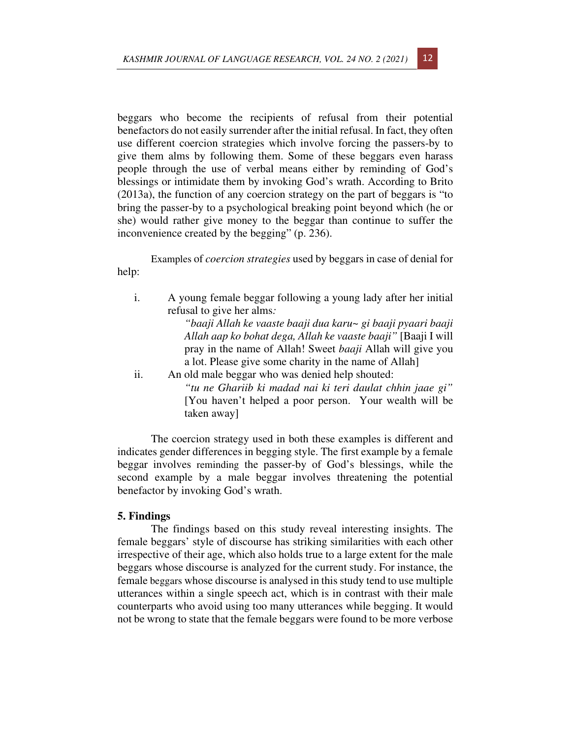beggars who become the recipients of refusal from their potential benefactors do not easily surrender after the initial refusal. In fact, they often use different coercion strategies which involve forcing the passers-by to give them alms by following them. Some of these beggars even harass people through the use of verbal means either by reminding of God's blessings or intimidate them by invoking God's wrath. According to Brito (2013a), the function of any coercion strategy on the part of beggars is "to bring the passer-by to a psychological breaking point beyond which (he or she) would rather give money to the beggar than continue to suffer the inconvenience created by the begging" (p. 236).

Examples of *coercion strategies* used by beggars in case of denial for help:

i. A young female beggar following a young lady after her initial refusal to give her alms*:*

   *"baaji Allah ke vaaste baaji dua karu~ gi baaji pyaari baaji Allah aap ko bohat dega, Allah ke vaaste baaji"* [Baaji I will pray in the name of Allah! Sweet *baaji* Allah will give you a lot. Please give some charity in the name of Allah]

ii. An old male beggar who was denied help shouted:

   *"tu ne Ghariib ki madad nai ki teri daulat chhin jaae gi"* [You haven't helped a poor person. Your wealth will be taken away]

The coercion strategy used in both these examples is different and indicates gender differences in begging style. The first example by a female beggar involves reminding the passer-by of God's blessings, while the second example by a male beggar involves threatening the potential benefactor by invoking God's wrath.

## 5. Findings

The findings based on this study reveal interesting insights. The female beggars' style of discourse has striking similarities with each other irrespective of their age, which also holds true to a large extent for the male beggars whose discourse is analyzed for the current study. For instance, the female beggars whose discourse is analysed in this study tend to use multiple utterances within a single speech act, which is in contrast with their male counterparts who avoid using too many utterances while begging. It would not be wrong to state that the female beggars were found to be more verbose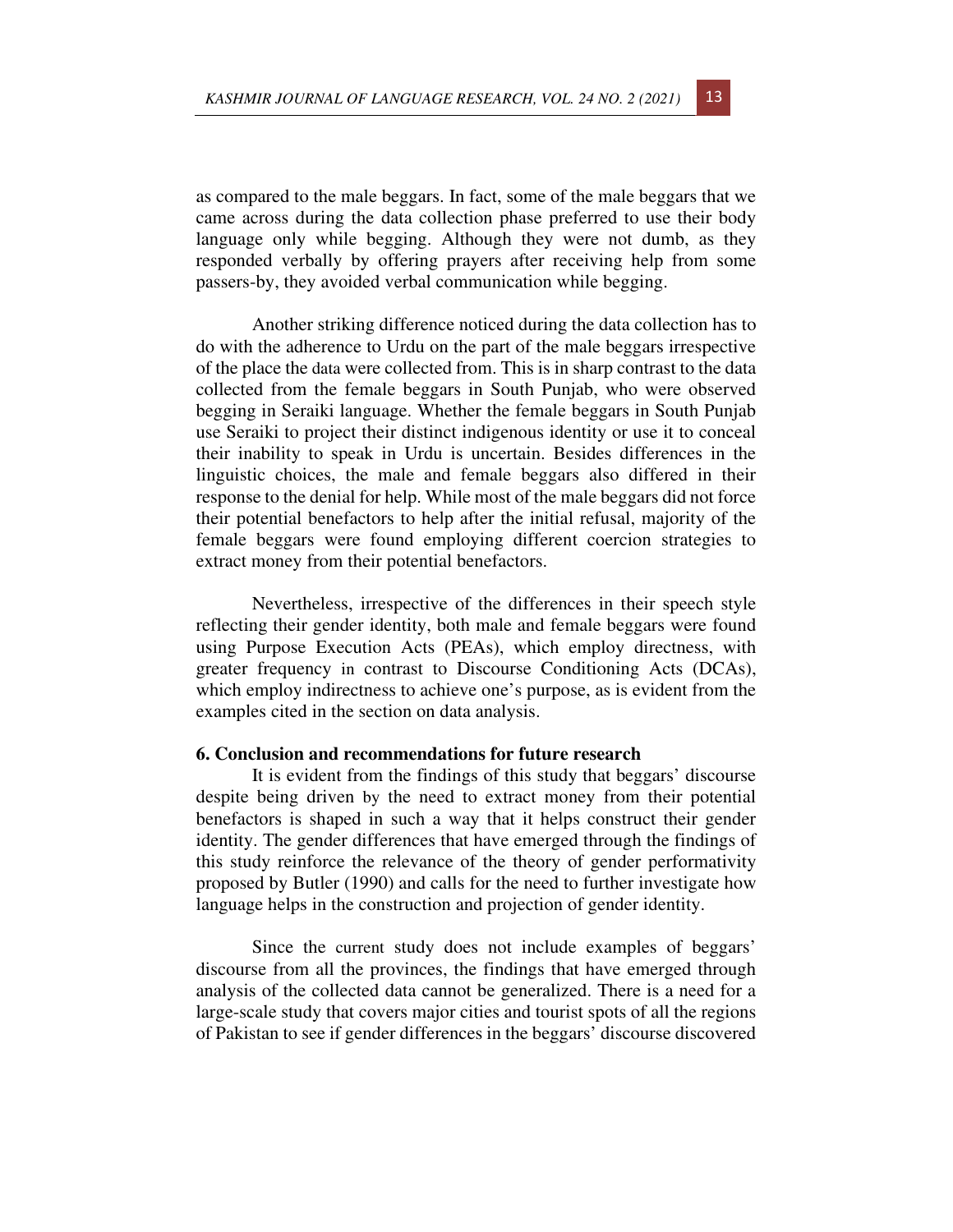as compared to the male beggars. In fact, some of the male beggars that we came across during the data collection phase preferred to use their body language only while begging. Although they were not dumb, as they responded verbally by offering prayers after receiving help from some passers-by, they avoided verbal communication while begging.

Another striking difference noticed during the data collection has to do with the adherence to Urdu on the part of the male beggars irrespective of the place the data were collected from. This is in sharp contrast to the data collected from the female beggars in South Punjab, who were observed begging in Seraiki language. Whether the female beggars in South Punjab use Seraiki to project their distinct indigenous identity or use it to conceal their inability to speak in Urdu is uncertain. Besides differences in the linguistic choices, the male and female beggars also differed in their response to the denial for help. While most of the male beggars did not force their potential benefactors to help after the initial refusal, majority of the female beggars were found employing different coercion strategies to extract money from their potential benefactors.

Nevertheless, irrespective of the differences in their speech style reflecting their gender identity, both male and female beggars were found using Purpose Execution Acts (PEAs), which employ directness, with greater frequency in contrast to Discourse Conditioning Acts (DCAs), which employ indirectness to achieve one's purpose, as is evident from the examples cited in the section on data analysis.

## 6. Conclusion and recommendations for future research

It is evident from the findings of this study that beggars' discourse despite being driven by the need to extract money from their potential benefactors is shaped in such a way that it helps construct their gender identity. The gender differences that have emerged through the findings of this study reinforce the relevance of the theory of gender performativity proposed by Butler (1990) and calls for the need to further investigate how language helps in the construction and projection of gender identity.

Since the current study does not include examples of beggars' discourse from all the provinces, the findings that have emerged through analysis of the collected data cannot be generalized. There is a need for a large-scale study that covers major cities and tourist spots of all the regions of Pakistan to see if gender differences in the beggars' discourse discovered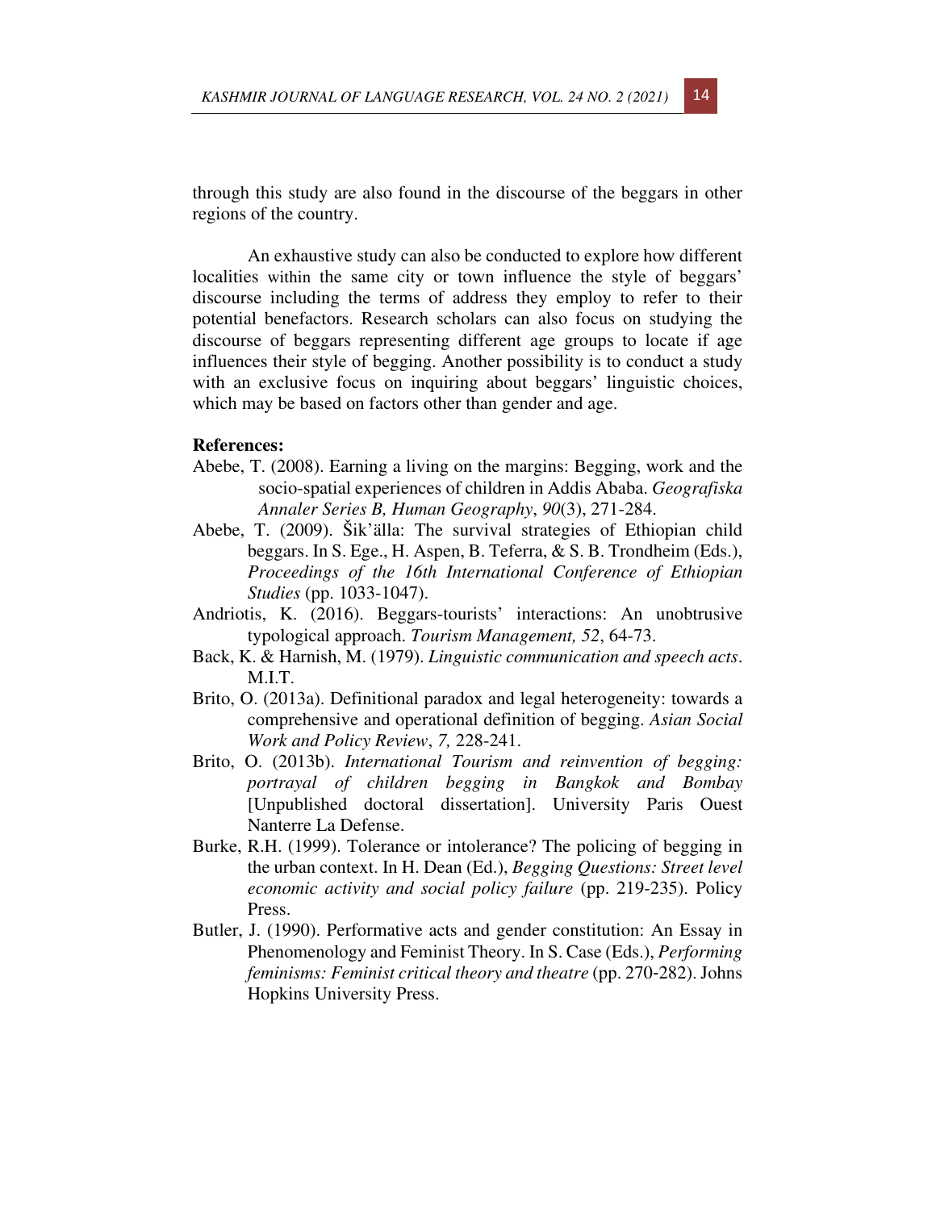through this study are also found in the discourse of the beggars in other regions of the country.

An exhaustive study can also be conducted to explore how different localities within the same city or town influence the style of beggars' discourse including the terms of address they employ to refer to their potential benefactors. Research scholars can also focus on studying the discourse of beggars representing different age groups to locate if age influences their style of begging. Another possibility is to conduct a study with an exclusive focus on inquiring about beggars' linguistic choices, which may be based on factors other than gender and age.

**References:**

Abebe, T. (2008). Earning a living on the margins: Begging, work and the socio-spatial experiences of children in Addis Ababa. *Geografiska Annaler Series B, Human Geography*, *90*(3), 271-284.

Abebe, T. (2009). Šik'älla: The survival strategies of Ethiopian child beggars. In S. Ege., H. Aspen, B. Teferra, & S. B. Trondheim (Eds.), *Proceedings of the 16th International Conference of Ethiopian Studies* (pp. 1033-1047).

Andriotis, K. (2016). Beggars-tourists' interactions: An unobtrusive typological approach. *Tourism Management, 52*, 64-73.

Back, K. & Harnish, M. (1979). *Linguistic communication and speech acts*. M.I.T.

Brito, O. (2013a). Definitional paradox and legal heterogeneity: towards a comprehensive and operational definition of begging. *Asian Social Work and Policy Review*, *7,* 228-241.

Brito, O. (2013b). *International Tourism and reinvention of begging: portrayal of children begging in Bangkok and Bombay* [Unpublished doctoral dissertation]. University Paris Ouest Nanterre La Defense.

Burke, R.H. (1999). Tolerance or intolerance? The policing of begging in the urban context. In H. Dean (Ed.), *Begging Questions: Street level economic activity and social policy failure* (pp. 219-235). Policy Press.

Butler, J. (1990). Performative acts and gender constitution: An Essay in Phenomenology and Feminist Theory. In S. Case (Eds.), *Performing feminisms: Feminist critical theory and theatre* (pp. 270-282). Johns Hopkins University Press.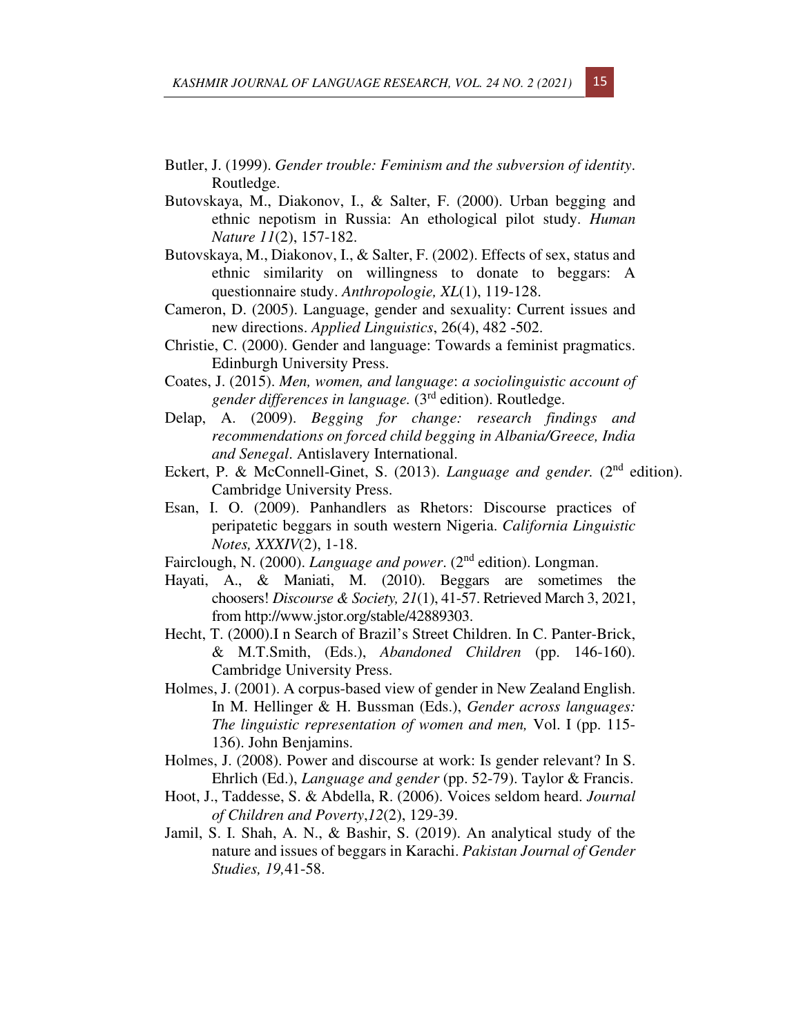Butler, J. (1999). *Gender trouble: Feminism and the subversion of identity*. Routledge.

Butovskaya, M., Diakonov, I., & Salter, F. (2000). Urban begging and ethnic nepotism in Russia: An ethological pilot study. *Human Nature 11*(2), 157-182.

Butovskaya, M., Diakonov, I., & Salter, F. (2002). Effects of sex, status and ethnic similarity on willingness to donate to beggars: A questionnaire study. *Anthropologie, XL*(1), 119-128.

Cameron, D. (2005). Language, gender and sexuality: Current issues and new directions. *Applied Linguistics*, 26(4), 482 -502.

Christie, C. (2000). Gender and language: Towards a feminist pragmatics. Edinburgh University Press.

Coates, J. (2015). *Men, women, and language*: *a sociolinguistic account of gender differences in language.* (3rd edition). Routledge.

Delap, A. (2009). *Begging for change: research findings and recommendations on forced child begging in Albania/Greece, India and Senegal*. Antislavery International.

Eckert, P. & McConnell-Ginet, S. (2013). *Language and gender.* (2nd edition). Cambridge University Press.

Esan, I. O. (2009). Panhandlers as Rhetors: Discourse practices of peripatetic beggars in south western Nigeria. *California Linguistic Notes, XXXIV*(2), 1-18.

Fairclough, N. (2000). *Language and power*. (2nd edition). Longman.

Hayati, A., & Maniati, M. (2010). Beggars are sometimes the choosers! *Discourse & Society, 21*(1), 41-57. Retrieved March 3, 2021, from http://www.jstor.org/stable/42889303.

Hecht, T. (2000).I n Search of Brazil's Street Children. In C. Panter-Brick, & M.T.Smith, (Eds.), *Abandoned Children* (pp. 146-160). Cambridge University Press.

Holmes, J. (2001). A corpus-based view of gender in New Zealand English. In M. Hellinger & H. Bussman (Eds.), *Gender across languages: The linguistic representation of women and men,* Vol. I (pp. 115-136). John Benjamins.

Holmes, J. (2008). Power and discourse at work: Is gender relevant? In S. Ehrlich (Ed.), *Language and gender* (pp. 52-79). Taylor & Francis.

Hoot, J., Taddesse, S. & Abdella, R. (2006). Voices seldom heard. *Journal of Children and Poverty*,*12*(2), 129-39.

Jamil, S. I. Shah, A. N., & Bashir, S. (2019). An analytical study of the nature and issues of beggars in Karachi. *Pakistan Journal of Gender Studies, 19*,41-58.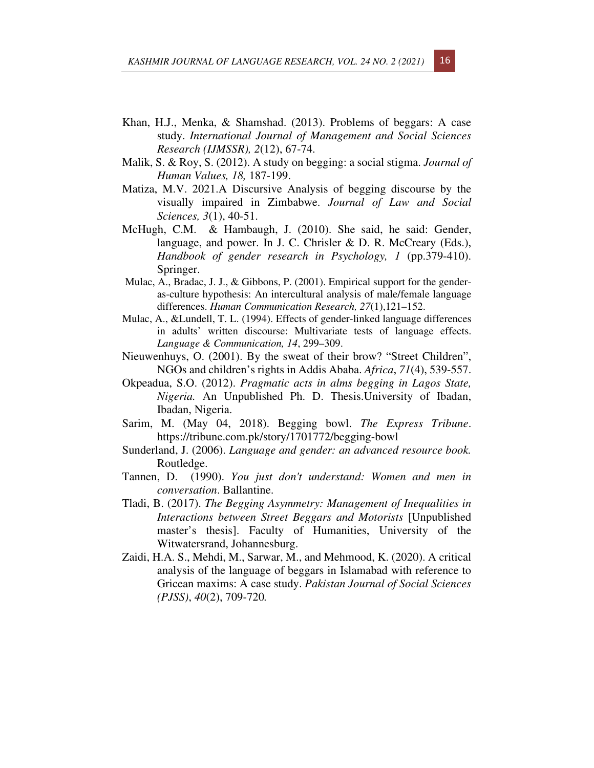Khan, H.J., Menka, & Shamshad. (2013). Problems of beggars: A case study. *International Journal of Management and Social Sciences Research (IJMSSR), 2*(12), 67-74.

Malik, S. & Roy, S. (2012). A study on begging: a social stigma. *Journal of Human Values, 18,* 187-199.

Matiza, M.V. 2021.A Discursive Analysis of begging discourse by the visually impaired in Zimbabwe. *Journal of Law and Social Sciences, 3*(1), 40-51.

McHugh, C.M. & Hambaugh, J. (2010). She said, he said: Gender, language, and power. In J. C. Chrisler & D. R. McCreary (Eds.), *Handbook of gender research in Psychology, 1* (pp.379-410). Springer.

Mulac, A., Bradac, J. J., & Gibbons, P. (2001). Empirical support for the gender-as-culture hypothesis: An intercultural analysis of male/female language differences. *Human Communication Research, 27*(1),121–152.

Mulac, A., &Lundell, T. L. (1994). Effects of gender-linked language differences in adults' written discourse: Multivariate tests of language effects. *Language & Communication, 14*, 299–309.

Nieuwenhuys, O. (2001). By the sweat of their brow? "Street Children", NGOs and children's rights in Addis Ababa. *Africa*, *71*(4), 539-557.

Okpeadua, S.O. (2012). *Pragmatic acts in alms begging in Lagos State, Nigeria.* An Unpublished Ph. D. Thesis.University of Ibadan, Ibadan, Nigeria.

Sarim, M. (May 04, 2018). Begging bowl. *The Express Tribune*. https://tribune.com.pk/story/1701772/begging-bowl

Sunderland, J. (2006). *Language and gender: an advanced resource book.* Routledge.

Tannen, D. (1990). *You just don't understand: Women and men in conversation*. Ballantine.

Tladi, B. (2017). *The Begging Asymmetry: Management of Inequalities in Interactions between Street Beggars and Motorists* [Unpublished master's thesis]. Faculty of Humanities, University of the Witwatersrand, Johannesburg.

Zaidi, H.A. S., Mehdi, M., Sarwar, M., and Mehmood, K. (2020). A critical analysis of the language of beggars in Islamabad with reference to Gricean maxims: A case study. *Pakistan Journal of Social Sciences (PJSS)*, *40*(2), 709-720*.*